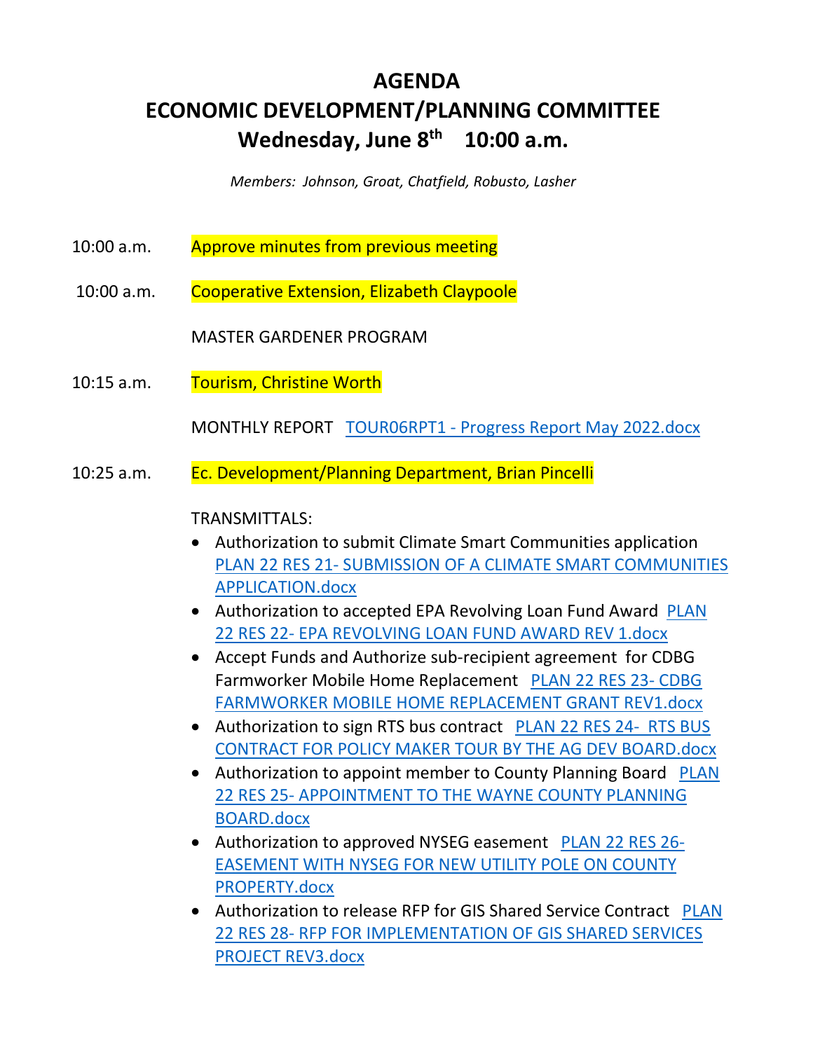# AGENDA

# ECONOMIC DEVELOPMENT/PLANNING COMMITTEE

# Wednesday, June 8th 10:00 a.m.

*Members: Johnson, Groat, Chatfield, Robusto, Lasher*

10:00 a.m. Approve minutes from previous meeting

10:00 a.m. Cooperative Extension, Elizabeth Claypoole

MASTER GARDENER PROGRAM

10:15 a.m. Tourism, Christine Worth

MONTHLY REPORT TOUR06RPT1 - Progress Report May 2022.docx

10:25 a.m. Ec. Development/Planning Department, Brian Pincelli

TRANSMITTALS:

- Authorization to submit Climate Smart Communities application PLAN 22 RES 21- SUBMISSION OF A CLIMATE SMART COMMUNITIES APPLICATION.docx
- Authorization to accepted EPA Revolving Loan Fund Award PLAN 22 RES 22- EPA REVOLVING LOAN FUND AWARD REV 1.docx
- Accept Funds and Authorize sub-recipient agreement for CDBG Farmworker Mobile Home Replacement PLAN 22 RES 23- CDBG FARMWORKER MOBILE HOME REPLACEMENT GRANT REV1.docx
- Authorization to sign RTS bus contract PLAN 22 RES 24- RTS BUS CONTRACT FOR POLICY MAKER TOUR BY THE AG DEV BOARD.docx
- Authorization to appoint member to County Planning Board PLAN 22 RES 25- APPOINTMENT TO THE WAYNE COUNTY PLANNING BOARD.docx
- Authorization to approved NYSEG easement PLAN 22 RES 26- EASEMENT WITH NYSEG FOR NEW UTILITY POLE ON COUNTY PROPERTY.docx
- Authorization to release RFP for GIS Shared Service Contract PLAN 22 RES 28- RFP FOR IMPLEMENTATION OF GIS SHARED SERVICES PROJECT REV3.docx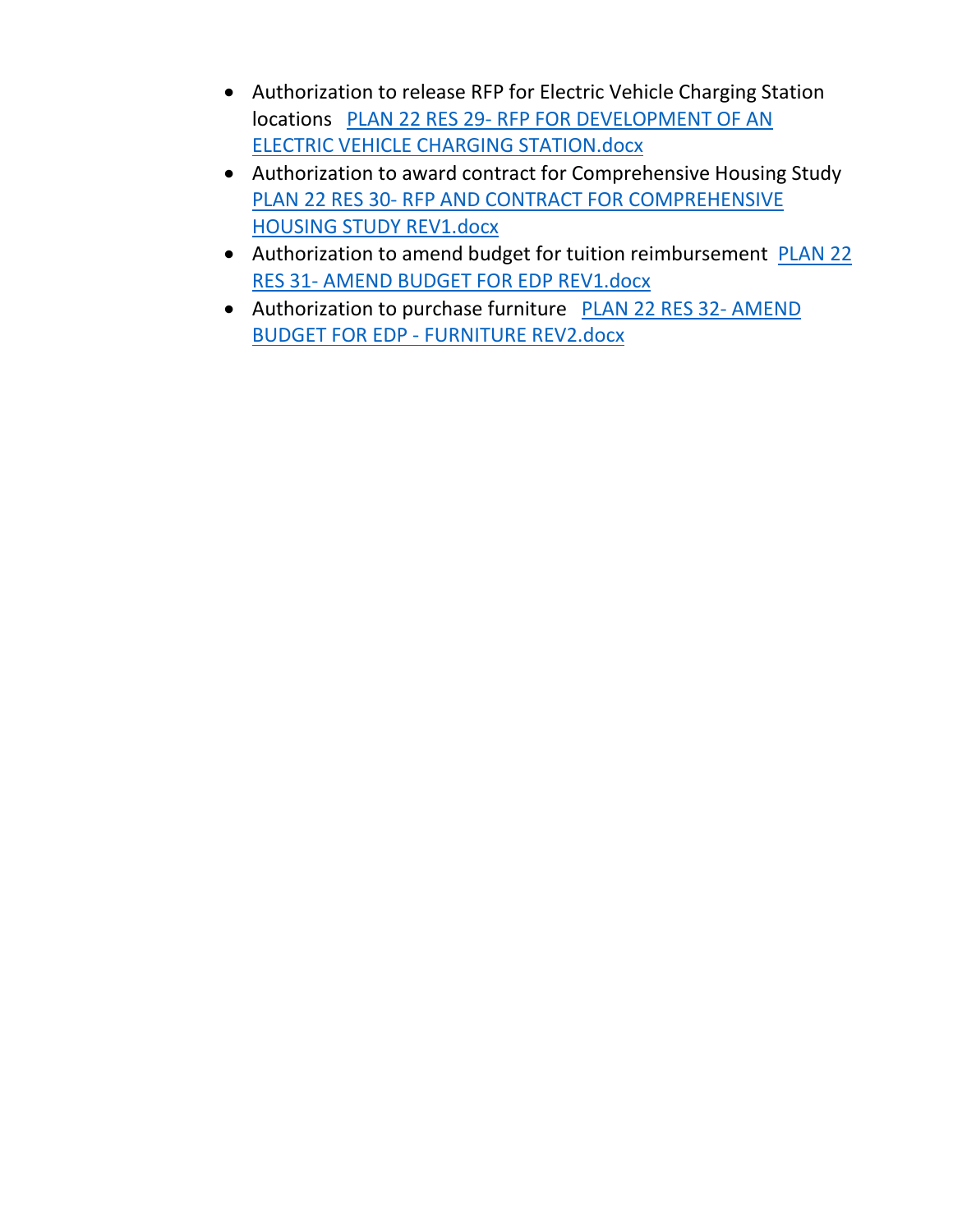- Authorization to release RFP for Electric Vehicle Charging Station locations PLAN 22 RES 29- RFP FOR DEVELOPMENT OF AN ELECTRIC VEHICLE CHARGING STATION.docx
- Authorization to award contract for Comprehensive Housing Study PLAN 22 RES 30- RFP AND CONTRACT FOR COMPREHENSIVE HOUSING STUDY REV1.docx
- Authorization to amend budget for tuition reimbursement PLAN 22 RES 31- AMEND BUDGET FOR EDP REV1.docx
- Authorization to purchase furniture PLAN 22 RES 32- AMEND BUDGET FOR EDP - FURNITURE REV2.docx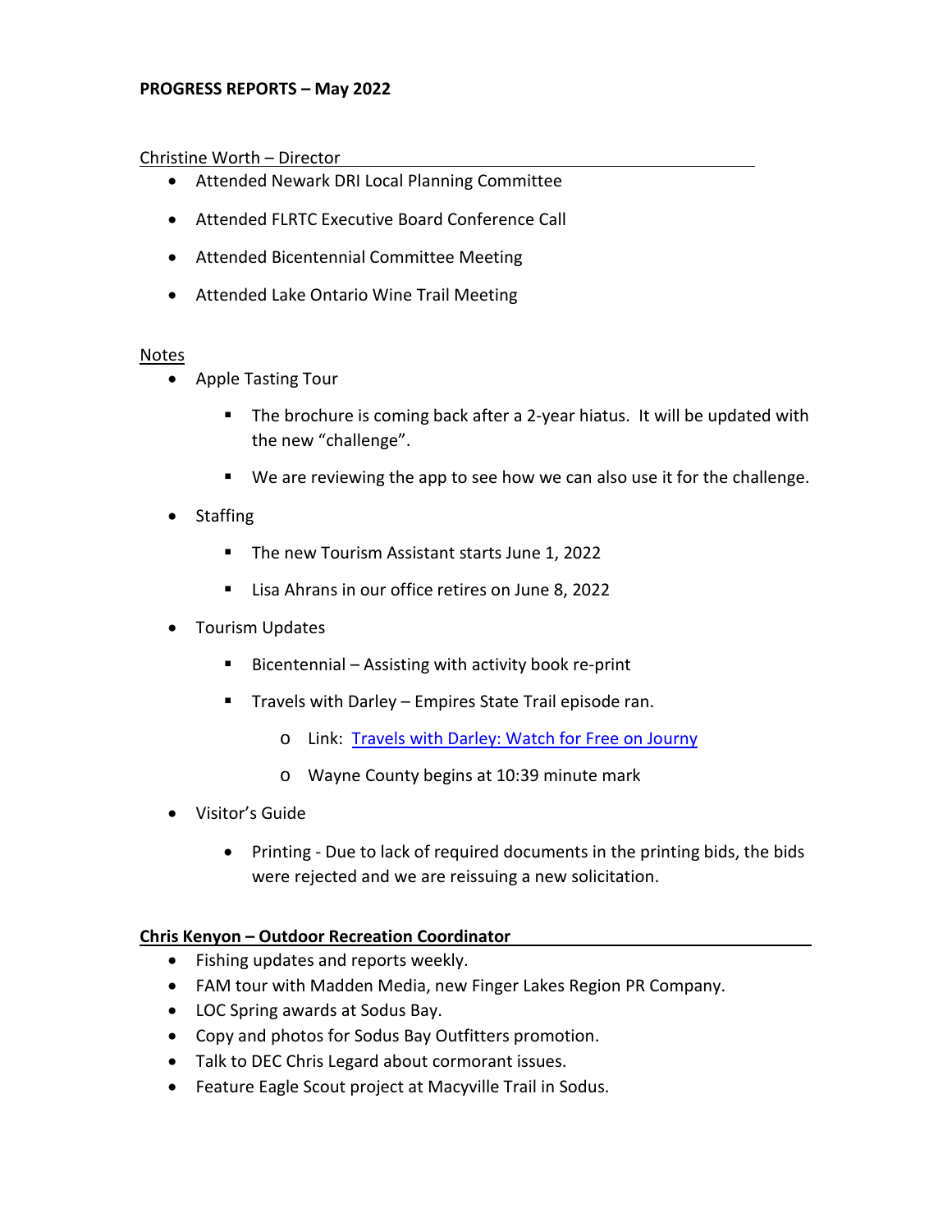**PROGRESS REPORTS – May 2022**

Christine Worth – Director

- Attended Newark DRI Local Planning Committee
- Attended FLRTC Executive Board Conference Call
- Attended Bicentennial Committee Meeting
- Attended Lake Ontario Wine Trail Meeting

Notes

- Apple Tasting Tour
  - The brochure is coming back after a 2-year hiatus. It will be updated with the new "challenge".
  - We are reviewing the app to see how we can also use it for the challenge.
- Staffing
  - The new Tourism Assistant starts June 1, 2022
  - Lisa Ahrans in our office retires on June 8, 2022
- Tourism Updates
  - Bicentennial – Assisting with activity book re-print
  - Travels with Darley – Empires State Trail episode ran.
    - Link: Travels with Darley: Watch for Free on Journy
    - Wayne County begins at 10:39 minute mark
- Visitor's Guide
  - Printing - Due to lack of required documents in the printing bids, the bids were rejected and we are reissuing a new solicitation.

**Chris Kenyon – Outdoor Recreation Coordinator**

- Fishing updates and reports weekly.
- FAM tour with Madden Media, new Finger Lakes Region PR Company.
- LOC Spring awards at Sodus Bay.
- Copy and photos for Sodus Bay Outfitters promotion.
- Talk to DEC Chris Legard about cormorant issues.
- Feature Eagle Scout project at Macyville Trail in Sodus.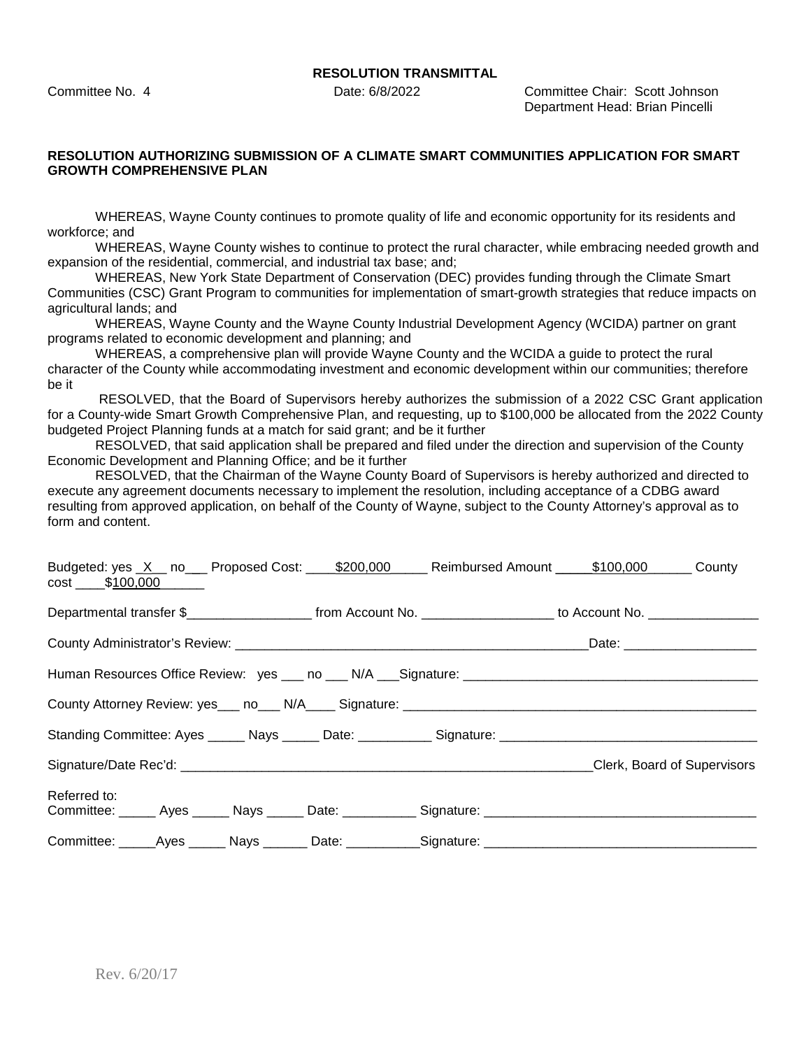**RESOLUTION TRANSMITTAL**

Committee No. 4 Date: 6/8/2022 Committee Chair: Scott Johnson
Department Head: Brian Pincelli

**RESOLUTION AUTHORIZING SUBMISSION OF A CLIMATE SMART COMMUNITIES APPLICATION FOR SMART GROWTH COMPREHENSIVE PLAN**

WHEREAS, Wayne County continues to promote quality of life and economic opportunity for its residents and workforce; and

WHEREAS, Wayne County wishes to continue to protect the rural character, while embracing needed growth and expansion of the residential, commercial, and industrial tax base; and;

WHEREAS, New York State Department of Conservation (DEC) provides funding through the Climate Smart Communities (CSC) Grant Program to communities for implementation of smart-growth strategies that reduce impacts on agricultural lands; and

WHEREAS, Wayne County and the Wayne County Industrial Development Agency (WCIDA) partner on grant programs related to economic development and planning; and

WHEREAS, a comprehensive plan will provide Wayne County and the WCIDA a guide to protect the rural character of the County while accommodating investment and economic development within our communities; therefore be it

RESOLVED, that the Board of Supervisors hereby authorizes the submission of a 2022 CSC Grant application for a County-wide Smart Growth Comprehensive Plan, and requesting, up to $100,000 be allocated from the 2022 County budgeted Project Planning funds at a match for said grant; and be it further

RESOLVED, that said application shall be prepared and filed under the direction and supervision of the County Economic Development and Planning Office; and be it further

RESOLVED, that the Chairman of the Wayne County Board of Supervisors is hereby authorized and directed to execute any agreement documents necessary to implement the resolution, including acceptance of a CDBG award resulting from approved application, on behalf of the County of Wayne, subject to the County Attorney's approval as to form and content.

Budgeted: yes _X__ no___ Proposed Cost: ____$200,000_____ Reimbursed Amount _____$100,000______ County cost ____$100,000______

Departmental transfer $_________________ from Account No. __________________ to Account No. _______________

County Administrator's Review: __________________________________________________Date: __________________

Human Resources Office Review: yes ___ no ___ N/A ___Signature: ________________________________________

County Attorney Review: yes___ no___ N/A____ Signature: ___________________________________________________

Standing Committee: Ayes _____ Nays _____ Date: __________ Signature: ___________________________________

Signature/Date Rec'd: _________________________________________________________Clerk, Board of Supervisors

Referred to:

Committee: _____ Ayes _____ Nays _____ Date: __________ Signature: _____________________________________

Committee: _____Ayes _____ Nays ______ Date: __________Signature: _____________________________________

Rev. 6/20/17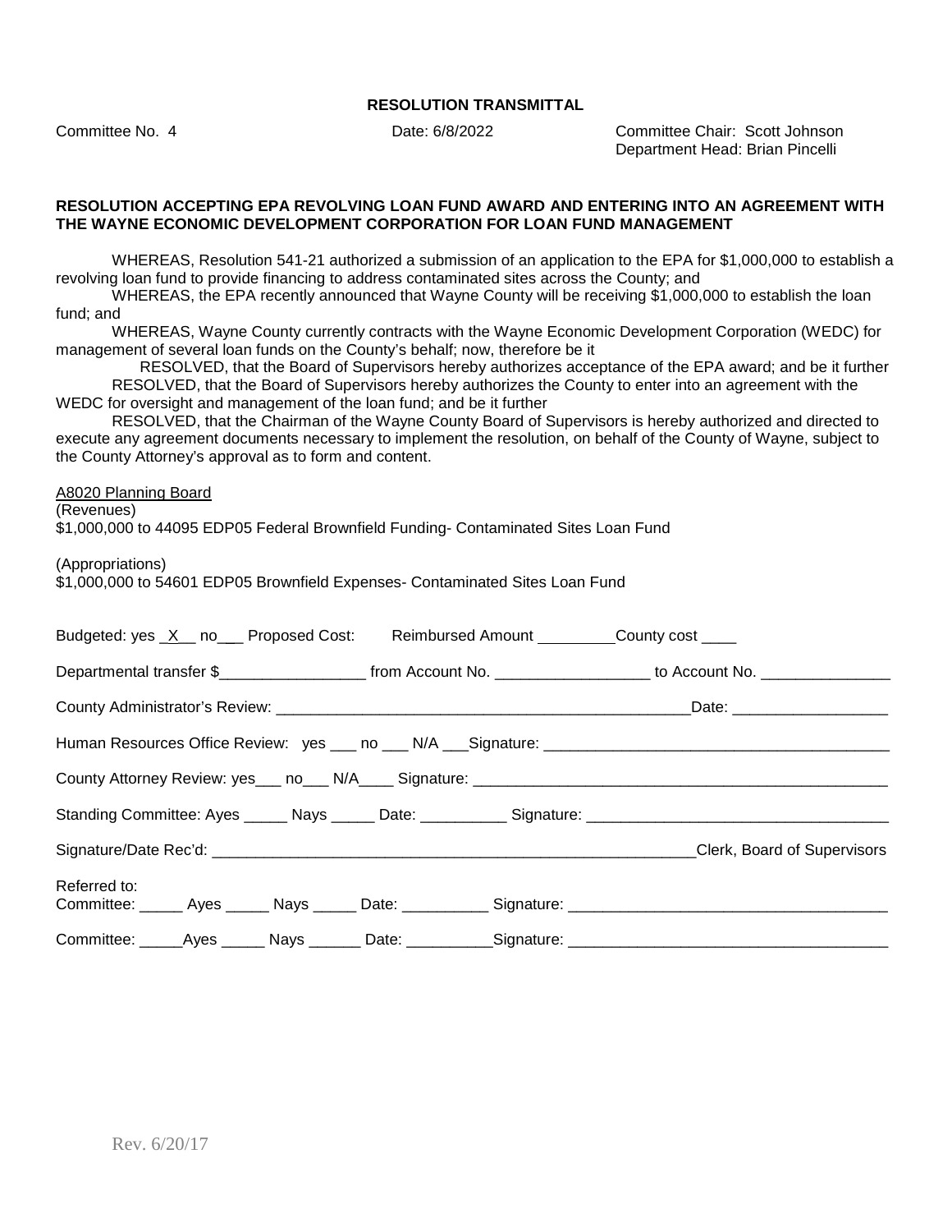**RESOLUTION TRANSMITTAL**

Committee No. 4 Date: 6/8/2022 Committee Chair: Scott Johnson
Department Head: Brian Pincelli

**RESOLUTION ACCEPTING EPA REVOLVING LOAN FUND AWARD AND ENTERING INTO AN AGREEMENT WITH THE WAYNE ECONOMIC DEVELOPMENT CORPORATION FOR LOAN FUND MANAGEMENT**

WHEREAS, Resolution 541-21 authorized a submission of an application to the EPA for $1,000,000 to establish a revolving loan fund to provide financing to address contaminated sites across the County; and

WHEREAS, the EPA recently announced that Wayne County will be receiving $1,000,000 to establish the loan fund; and

WHEREAS, Wayne County currently contracts with the Wayne Economic Development Corporation (WEDC) for management of several loan funds on the County's behalf; now, therefore be it

RESOLVED, that the Board of Supervisors hereby authorizes acceptance of the EPA award; and be it further

RESOLVED, that the Board of Supervisors hereby authorizes the County to enter into an agreement with the WEDC for oversight and management of the loan fund; and be it further

RESOLVED, that the Chairman of the Wayne County Board of Supervisors is hereby authorized and directed to execute any agreement documents necessary to implement the resolution, on behalf of the County of Wayne, subject to the County Attorney's approval as to form and content.

A8020 Planning Board
(Revenues)
$1,000,000 to 44095 EDP05 Federal Brownfield Funding- Contaminated Sites Loan Fund

(Appropriations)
$1,000,000 to 54601 EDP05 Brownfield Expenses- Contaminated Sites Loan Fund

Budgeted: yes _X__ no___ Proposed Cost: Reimbursed Amount _________County cost ____

Departmental transfer $_________________ from Account No. __________________ to Account No. _______________

County Administrator's Review: __________________________________________________Date: __________________

Human Resources Office Review: yes ___ no ___ N/A ___Signature: ________________________________________

County Attorney Review: yes___ no___ N/A____ Signature: __________________________________________________

Standing Committee: Ayes _____ Nays _____ Date: __________ Signature: ___________________________________

Signature/Date Rec'd: __________________________________________________________Clerk, Board of Supervisors

Referred to:
Committee: _____ Ayes _____ Nays _____ Date: __________ Signature: _____________________________________

Committee: _____Ayes _____ Nays ______ Date: __________Signature: _____________________________________

Rev. 6/20/17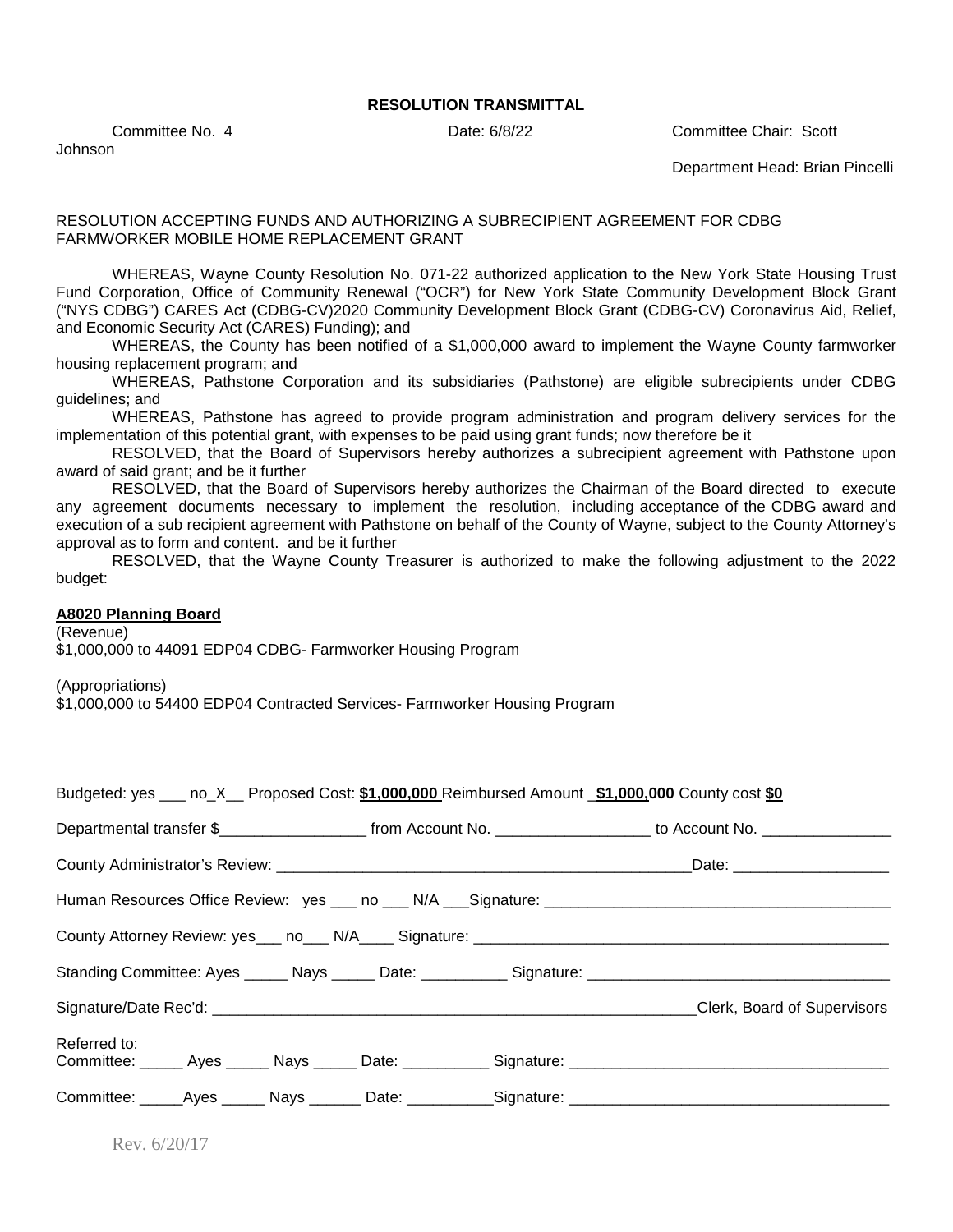**RESOLUTION TRANSMITTAL**

Committee No. 4 Date: 6/8/22 Committee Chair: Scott Johnson

Department Head: Brian Pincelli

RESOLUTION ACCEPTING FUNDS AND AUTHORIZING A SUBRECIPIENT AGREEMENT FOR CDBG FARMWORKER MOBILE HOME REPLACEMENT GRANT

WHEREAS, Wayne County Resolution No. 071-22 authorized application to the New York State Housing Trust Fund Corporation, Office of Community Renewal ("OCR") for New York State Community Development Block Grant ("NYS CDBG") CARES Act (CDBG-CV)2020 Community Development Block Grant (CDBG-CV) Coronavirus Aid, Relief, and Economic Security Act (CARES) Funding); and

WHEREAS, the County has been notified of a $1,000,000 award to implement the Wayne County farmworker housing replacement program; and

WHEREAS, Pathstone Corporation and its subsidiaries (Pathstone) are eligible subrecipients under CDBG guidelines; and

WHEREAS, Pathstone has agreed to provide program administration and program delivery services for the implementation of this potential grant, with expenses to be paid using grant funds; now therefore be it

RESOLVED, that the Board of Supervisors hereby authorizes a subrecipient agreement with Pathstone upon award of said grant; and be it further

RESOLVED, that the Board of Supervisors hereby authorizes the Chairman of the Board directed to execute any agreement documents necessary to implement the resolution, including acceptance of the CDBG award and execution of a sub recipient agreement with Pathstone on behalf of the County of Wayne, subject to the County Attorney's approval as to form and content. and be it further

RESOLVED, that the Wayne County Treasurer is authorized to make the following adjustment to the 2022 budget:

**A8020 Planning Board**

(Revenue)
$1,000,000 to 44091 EDP04 CDBG- Farmworker Housing Program

(Appropriations)
$1,000,000 to 54400 EDP04 Contracted Services- Farmworker Housing Program

Budgeted: yes ___ no_X__ Proposed Cost: **$1,000,000** Reimbursed Amount **$1,000,000** County cost **$0**

Departmental transfer $_________________ from Account No. _________________ to Account No. _______________

County Administrator's Review: _______________________________________________Date: _________________

Human Resources Office Review: yes ___ no ___ N/A ___Signature: ______________________________________

County Attorney Review: yes___ no___ N/A____ Signature: _____________________________________________

Standing Committee: Ayes _____ Nays _____ Date: __________ Signature: ___________________________________

Signature/Date Rec'd: ______________________________________________________Clerk, Board of Supervisors

Referred to:
Committee: _____ Ayes _____ Nays _____ Date: __________ Signature: ____________________________________

Committee: _____Ayes _____ Nays ______ Date: __________Signature: ____________________________________

Rev. 6/20/17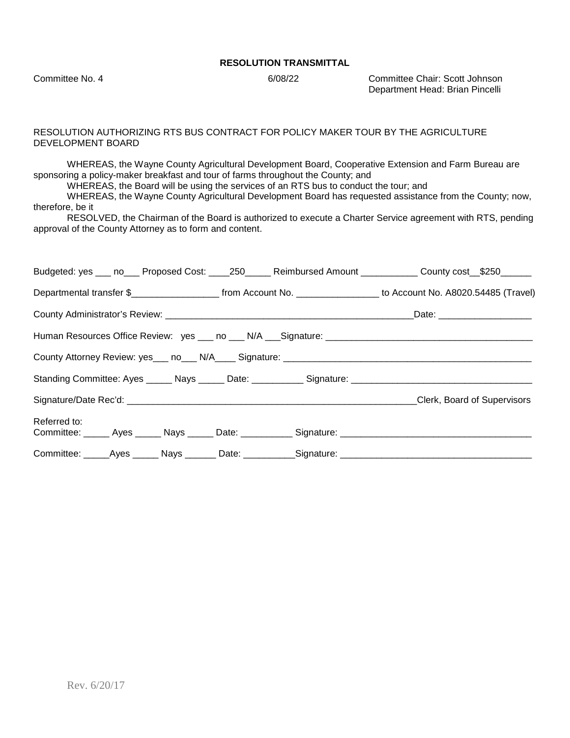**RESOLUTION TRANSMITTAL**

Committee No. 4 6/08/22 Committee Chair: Scott Johnson
Department Head: Brian Pincelli

RESOLUTION AUTHORIZING RTS BUS CONTRACT FOR POLICY MAKER TOUR BY THE AGRICULTURE DEVELOPMENT BOARD

WHEREAS, the Wayne County Agricultural Development Board, Cooperative Extension and Farm Bureau are sponsoring a policy-maker breakfast and tour of farms throughout the County; and

WHEREAS, the Board will be using the services of an RTS bus to conduct the tour; and

WHEREAS, the Wayne County Agricultural Development Board has requested assistance from the County; now, therefore, be it

RESOLVED, the Chairman of the Board is authorized to execute a Charter Service agreement with RTS, pending approval of the County Attorney as to form and content.

Budgeted: yes ___ no___ Proposed Cost: ____250_____ Reimbursed Amount ___________ County cost__$250______

Departmental transfer $_________________ from Account No. ________________ to Account No. A8020.54485 (Travel)

County Administrator's Review: __________________________________________________Date: __________________

Human Resources Office Review: yes ___ no ___ N/A ___Signature: ________________________________________

County Attorney Review: yes___ no___ N/A____ Signature: _________________________________________________

Standing Committee: Ayes _____ Nays _____ Date: __________ Signature: ___________________________________

Signature/Date Rec'd: _________________________________________________________Clerk, Board of Supervisors

Referred to:
Committee: _____ Ayes _____ Nays _____ Date: __________ Signature: _____________________________________

Committee: _____Ayes _____ Nays ______ Date: __________Signature: _____________________________________

Rev. 6/20/17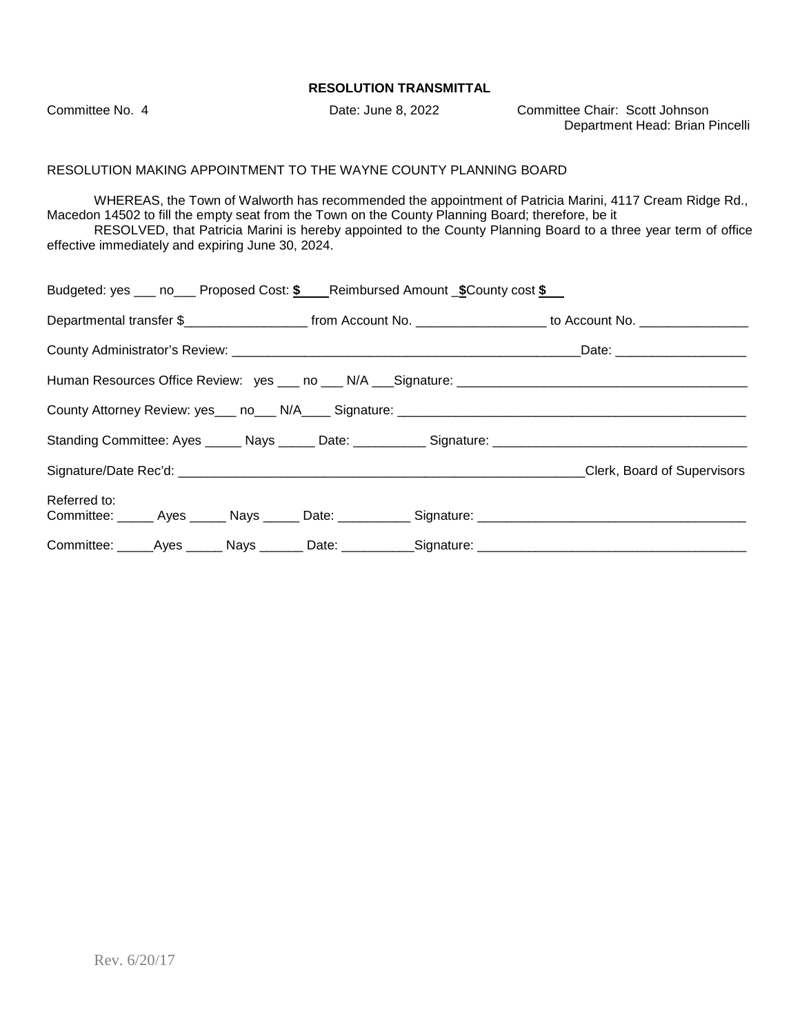**RESOLUTION TRANSMITTAL**

Committee No. 4 Date: June 8, 2022 Committee Chair: Scott Johnson
Department Head: Brian Pincelli

RESOLUTION MAKING APPOINTMENT TO THE WAYNE COUNTY PLANNING BOARD

WHEREAS, the Town of Walworth has recommended the appointment of Patricia Marini, 4117 Cream Ridge Rd., Macedon 14502 to fill the empty seat from the Town on the County Planning Board; therefore, be it

RESOLVED, that Patricia Marini is hereby appointed to the County Planning Board to a three year term of office effective immediately and expiring June 30, 2024.

Budgeted: yes ___ no___ Proposed Cost: **$**____Reimbursed Amount _**$**County cost **$**___

Departmental transfer $_________________ from Account No. __________________ to Account No. _______________

County Administrator's Review: __________________________________________________Date: __________________

Human Resources Office Review: yes ___ no ___ N/A ___Signature: __________________________________________

County Attorney Review: yes___ no___ N/A____ Signature: __________________________________________________

Standing Committee: Ayes _____ Nays _____ Date: __________ Signature: ____________________________________

Signature/Date Rec'd: _________________________________________________________Clerk, Board of Supervisors

Referred to:
Committee: _____ Ayes _____ Nays _____ Date: __________ Signature: ______________________________________

Committee: _____Ayes _____ Nays ______ Date: __________Signature: ______________________________________

Rev. 6/20/17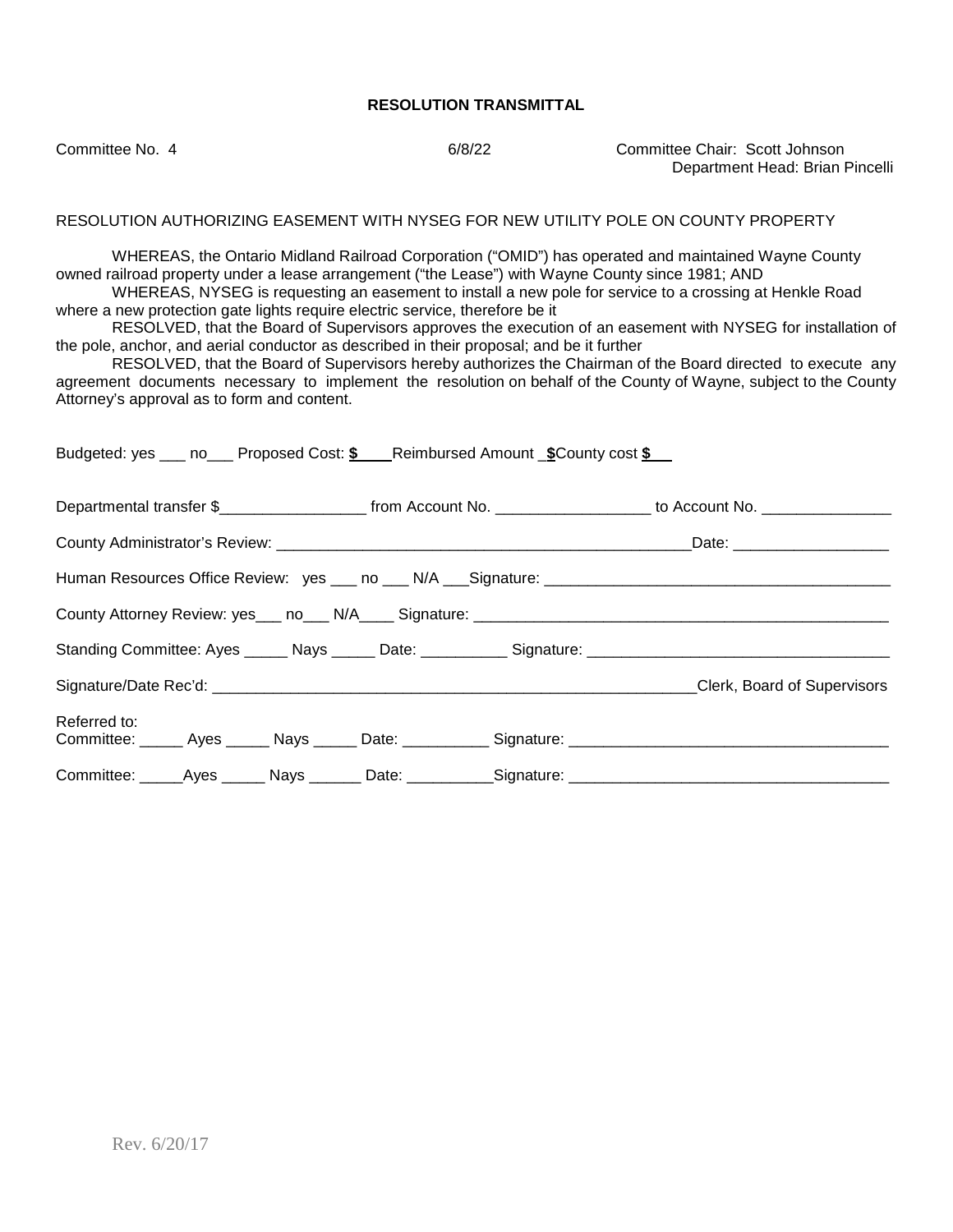**RESOLUTION TRANSMITTAL**

Committee No. 4 6/8/22 Committee Chair: Scott Johnson
Department Head: Brian Pincelli

RESOLUTION AUTHORIZING EASEMENT WITH NYSEG FOR NEW UTILITY POLE ON COUNTY PROPERTY

WHEREAS, the Ontario Midland Railroad Corporation ("OMID") has operated and maintained Wayne County owned railroad property under a lease arrangement ("the Lease") with Wayne County since 1981; AND

WHEREAS, NYSEG is requesting an easement to install a new pole for service to a crossing at Henkle Road where a new protection gate lights require electric service, therefore be it

RESOLVED, that the Board of Supervisors approves the execution of an easement with NYSEG for installation of the pole, anchor, and aerial conductor as described in their proposal; and be it further

RESOLVED, that the Board of Supervisors hereby authorizes the Chairman of the Board directed to execute any agreement documents necessary to implement the resolution on behalf of the County of Wayne, subject to the County Attorney's approval as to form and content.

Budgeted: yes ___ no___ Proposed Cost: **$____** Reimbursed Amount _**$**County cost **$__**

Departmental transfer $_________________ from Account No. __________________ to Account No. _______________

County Administrator's Review: __________________________________________________Date: __________________

Human Resources Office Review: yes ___ no ___ N/A ___Signature: ________________________________________

County Attorney Review: yes___ no___ N/A____ Signature: __________________________________________________

Standing Committee: Ayes _____ Nays _____ Date: __________ Signature: ___________________________________

Signature/Date Rec'd: __________________________________________________________Clerk, Board of Supervisors

Referred to:
Committee: _____ Ayes _____ Nays _____ Date: __________ Signature: _____________________________________

Committee: _____Ayes _____ Nays ______ Date: __________Signature: _____________________________________

Rev. 6/20/17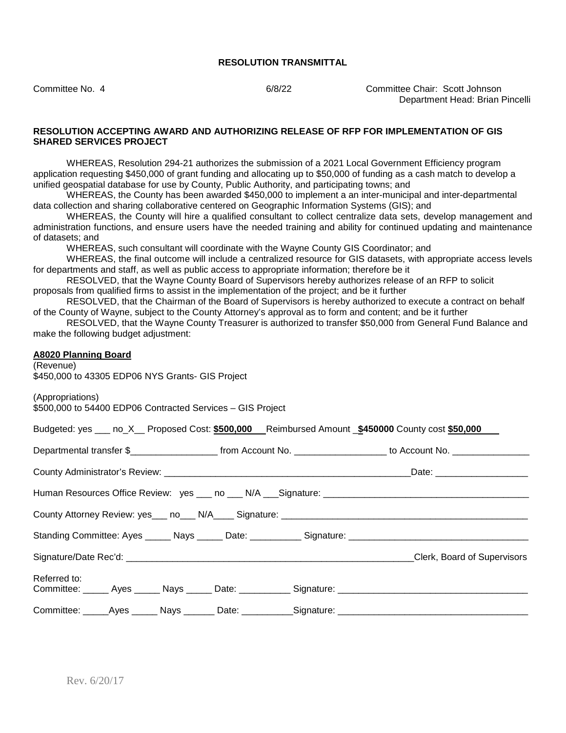**RESOLUTION TRANSMITTAL**

Committee No. 4 &nbsp;&nbsp;&nbsp;&nbsp;&nbsp;&nbsp;&nbsp;&nbsp; 6/8/22 &nbsp;&nbsp;&nbsp;&nbsp;&nbsp;&nbsp;&nbsp;&nbsp; Committee Chair: Scott Johnson
Department Head: Brian Pincelli

**RESOLUTION ACCEPTING AWARD AND AUTHORIZING RELEASE OF RFP FOR IMPLEMENTATION OF GIS SHARED SERVICES PROJECT**

WHEREAS, Resolution 294-21 authorizes the submission of a 2021 Local Government Efficiency program application requesting $450,000 of grant funding and allocating up to $50,000 of funding as a cash match to develop a unified geospatial database for use by County, Public Authority, and participating towns; and

WHEREAS, the County has been awarded $450,000 to implement a an inter-municipal and inter-departmental data collection and sharing collaborative centered on Geographic Information Systems (GIS); and

WHEREAS, the County will hire a qualified consultant to collect centralize data sets, develop management and administration functions, and ensure users have the needed training and ability for continued updating and maintenance of datasets; and

WHEREAS, such consultant will coordinate with the Wayne County GIS Coordinator; and

WHEREAS, the final outcome will include a centralized resource for GIS datasets, with appropriate access levels for departments and staff, as well as public access to appropriate information; therefore be it

RESOLVED, that the Wayne County Board of Supervisors hereby authorizes release of an RFP to solicit proposals from qualified firms to assist in the implementation of the project; and be it further

RESOLVED, that the Chairman of the Board of Supervisors is hereby authorized to execute a contract on behalf of the County of Wayne, subject to the County Attorney's approval as to form and content; and be it further

RESOLVED, that the Wayne County Treasurer is authorized to transfer $50,000 from General Fund Balance and make the following budget adjustment:

**A8020 Planning Board**
(Revenue)
$450,000 to 43305 EDP06 NYS Grants- GIS Project

(Appropriations)
$500,000 to 54400 EDP06 Contracted Services – GIS Project

Budgeted: yes ___ no_X__ Proposed Cost: **$500,000** Reimbursed Amount _**$450000** County cost **$50,000**

Departmental transfer $_________________ from Account No. _________________ to Account No. _______________

County Administrator's Review: _________________________________________________Date: __________________

Human Resources Office Review: yes ___ no ___ N/A ___Signature: ________________________________________

County Attorney Review: yes___ no___ N/A____ Signature: _________________________________________________

Standing Committee: Ayes _____ Nays _____ Date: __________ Signature: ___________________________________

Signature/Date Rec'd: _________________________________________________________Clerk, Board of Supervisors

Referred to:
Committee: _____ Ayes _____ Nays _____ Date: __________ Signature: ____________________________________

Committee: _____Ayes _____ Nays ______ Date: __________Signature: ____________________________________

Rev. 6/20/17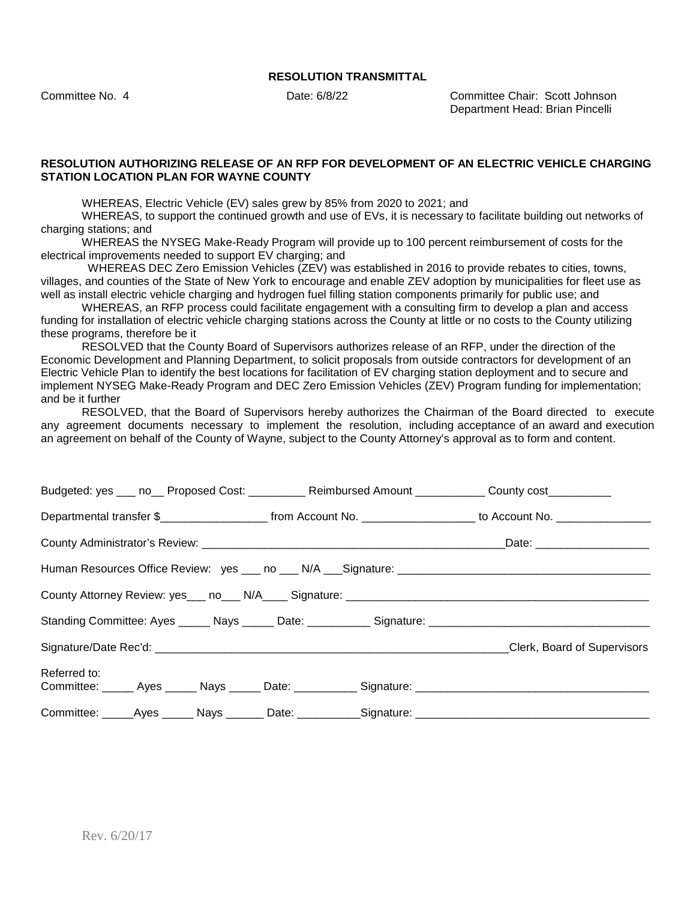**RESOLUTION TRANSMITTAL**

Committee No. 4 | Date: 6/8/22 | Committee Chair: Scott Johnson
Department Head: Brian Pincelli

**RESOLUTION AUTHORIZING RELEASE OF AN RFP FOR DEVELOPMENT OF AN ELECTRIC VEHICLE CHARGING STATION LOCATION PLAN FOR WAYNE COUNTY**

WHEREAS, Electric Vehicle (EV) sales grew by 85% from 2020 to 2021; and

WHEREAS, to support the continued growth and use of EVs, it is necessary to facilitate building out networks of charging stations; and

WHEREAS the NYSEG Make-Ready Program will provide up to 100 percent reimbursement of costs for the electrical improvements needed to support EV charging; and

WHEREAS DEC Zero Emission Vehicles (ZEV) was established in 2016 to provide rebates to cities, towns, villages, and counties of the State of New York to encourage and enable ZEV adoption by municipalities for fleet use as well as install electric vehicle charging and hydrogen fuel filling station components primarily for public use; and

WHEREAS, an RFP process could facilitate engagement with a consulting firm to develop a plan and access funding for installation of electric vehicle charging stations across the County at little or no costs to the County utilizing these programs, therefore be it

RESOLVED that the County Board of Supervisors authorizes release of an RFP, under the direction of the Economic Development and Planning Department, to solicit proposals from outside contractors for development of an Electric Vehicle Plan to identify the best locations for facilitation of EV charging station deployment and to secure and implement NYSEG Make-Ready Program and DEC Zero Emission Vehicles (ZEV) Program funding for implementation; and be it further

RESOLVED, that the Board of Supervisors hereby authorizes the Chairman of the Board directed to execute any agreement documents necessary to implement the resolution, including acceptance of an award and execution an agreement on behalf of the County of Wayne, subject to the County Attorney's approval as to form and content.

Budgeted: yes ___ no__ Proposed Cost: _________ Reimbursed Amount ___________ County cost__________

Departmental transfer $_________________ from Account No. __________________ to Account No. _______________

County Administrator's Review: __________________________________________________Date: __________________

Human Resources Office Review: yes ___ no ___ N/A ___Signature: ________________________________________

County Attorney Review: yes___ no___ N/A____ Signature: _________________________________________________

Standing Committee: Ayes _____ Nays _____ Date: __________ Signature: ___________________________________

Signature/Date Rec'd: _________________________________________________________Clerk, Board of Supervisors

Referred to:
Committee: _____ Ayes _____ Nays _____ Date: __________ Signature: _____________________________________

Committee: _____Ayes _____ Nays ______ Date: __________Signature: _____________________________________

Rev. 6/20/17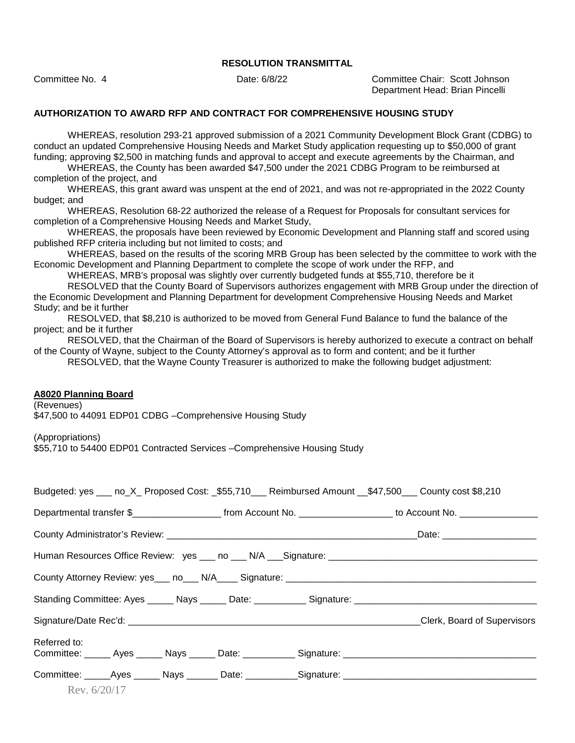**RESOLUTION TRANSMITTAL**

Committee No. 4 | Date: 6/8/22 | Committee Chair: Scott Johnson
Department Head: Brian Pincelli

**AUTHORIZATION TO AWARD RFP AND CONTRACT FOR COMPREHENSIVE HOUSING STUDY**

WHEREAS, resolution 293-21 approved submission of a 2021 Community Development Block Grant (CDBG) to conduct an updated Comprehensive Housing Needs and Market Study application requesting up to $50,000 of grant funding; approving $2,500 in matching funds and approval to accept and execute agreements by the Chairman, and

WHEREAS, the County has been awarded $47,500 under the 2021 CDBG Program to be reimbursed at completion of the project, and

WHEREAS, this grant award was unspent at the end of 2021, and was not re-appropriated in the 2022 County budget; and

WHEREAS, Resolution 68-22 authorized the release of a Request for Proposals for consultant services for completion of a Comprehensive Housing Needs and Market Study,

WHEREAS, the proposals have been reviewed by Economic Development and Planning staff and scored using published RFP criteria including but not limited to costs; and

WHEREAS, based on the results of the scoring MRB Group has been selected by the committee to work with the Economic Development and Planning Department to complete the scope of work under the RFP, and

WHEREAS, MRB's proposal was slightly over currently budgeted funds at $55,710, therefore be it

RESOLVED that the County Board of Supervisors authorizes engagement with MRB Group under the direction of the Economic Development and Planning Department for development Comprehensive Housing Needs and Market Study; and be it further

RESOLVED, that $8,210 is authorized to be moved from General Fund Balance to fund the balance of the project; and be it further

RESOLVED, that the Chairman of the Board of Supervisors is hereby authorized to execute a contract on behalf of the County of Wayne, subject to the County Attorney's approval as to form and content; and be it further

RESOLVED, that the Wayne County Treasurer is authorized to make the following budget adjustment:

**A8020 Planning Board**

(Revenues)
$47,500 to 44091 EDP01 CDBG –Comprehensive Housing Study

(Appropriations)
$55,710 to 54400 EDP01 Contracted Services –Comprehensive Housing Study

Budgeted: yes ___ no_X_ Proposed Cost: _$55,710___ Reimbursed Amount __$47,500___ County cost $8,210

Departmental transfer $_________________ from Account No. _________________ to Account No. _______________

County Administrator's Review: _________________________________________________Date: __________________

Human Resources Office Review: yes ___ no ___ N/A ___Signature: _________________________________________

County Attorney Review: yes___ no___ N/A____ Signature: ________________________________________________

Standing Committee: Ayes _____ Nays _____ Date: __________ Signature: ___________________________________

Signature/Date Rec'd: _________________________________________________________Clerk, Board of Supervisors

Referred to:
Committee: _____ Ayes _____ Nays _____ Date: __________ Signature: ____________________________________

Committee: _____Ayes _____ Nays ______ Date: __________Signature: ____________________________________

Rev. 6/20/17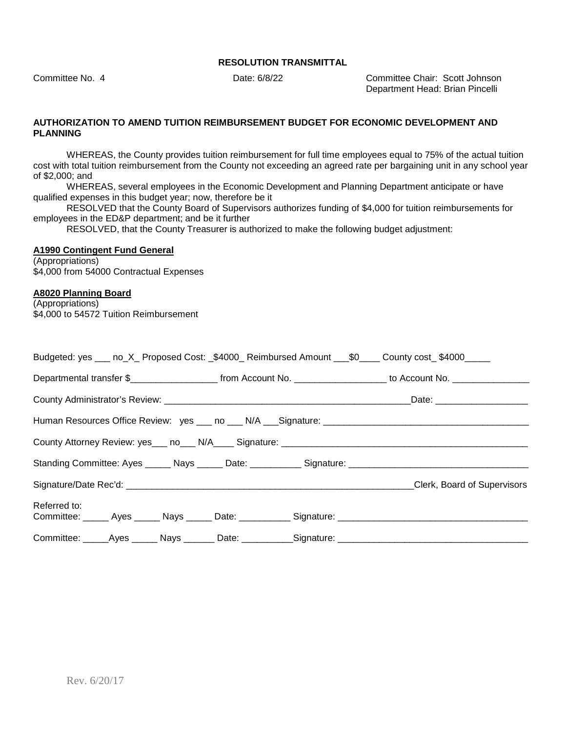**RESOLUTION TRANSMITTAL**

Committee No. 4 &nbsp;&nbsp;&nbsp;&nbsp; Date: 6/8/22 &nbsp;&nbsp;&nbsp;&nbsp; Committee Chair: Scott Johnson
Department Head: Brian Pincelli

**AUTHORIZATION TO AMEND TUITION REIMBURSEMENT BUDGET FOR ECONOMIC DEVELOPMENT AND PLANNING**

WHEREAS, the County provides tuition reimbursement for full time employees equal to 75% of the actual tuition cost with total tuition reimbursement from the County not exceeding an agreed rate per bargaining unit in any school year of $2,000; and

WHEREAS, several employees in the Economic Development and Planning Department anticipate or have qualified expenses in this budget year; now, therefore be it

RESOLVED that the County Board of Supervisors authorizes funding of $4,000 for tuition reimbursements for employees in the ED&P department; and be it further

RESOLVED, that the County Treasurer is authorized to make the following budget adjustment:

**A1990 Contingent Fund General**
(Appropriations)
$4,000 from 54000 Contractual Expenses

**A8020 Planning Board**
(Appropriations)
$4,000 to 54572 Tuition Reimbursement

Budgeted: yes ___ no_X_ Proposed Cost: _$4000_ Reimbursed Amount ___$0____ County cost_ $4000_____

Departmental transfer $_________________ from Account No. __________________ to Account No. _______________

County Administrator's Review: __________________________________________________Date: __________________

Human Resources Office Review: yes ___ no ___ N/A ___Signature: ________________________________________

County Attorney Review: yes___ no___ N/A____ Signature: _________________________________________________

Standing Committee: Ayes _____ Nays _____ Date: __________ Signature: ___________________________________

Signature/Date Rec'd: _________________________________________________________Clerk, Board of Supervisors

Referred to:
Committee: _____ Ayes _____ Nays _____ Date: __________ Signature: _____________________________________

Committee: _____Ayes _____ Nays ______ Date: __________Signature: _____________________________________

Rev. 6/20/17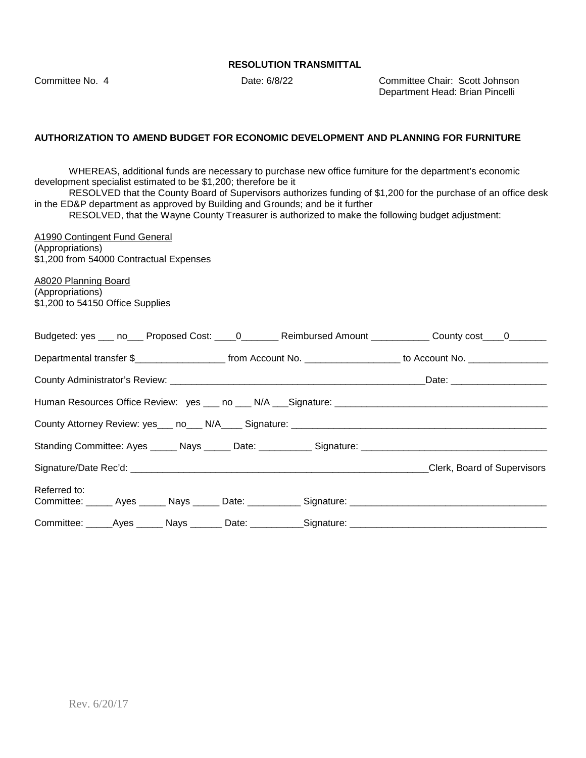**RESOLUTION TRANSMITTAL**

Committee No. 4

Date: 6/8/22

Committee Chair: Scott Johnson
Department Head: Brian Pincelli

**AUTHORIZATION TO AMEND BUDGET FOR ECONOMIC DEVELOPMENT AND PLANNING FOR FURNITURE**

WHEREAS, additional funds are necessary to purchase new office furniture for the department's economic development specialist estimated to be $1,200; therefore be it

RESOLVED that the County Board of Supervisors authorizes funding of $1,200 for the purchase of an office desk in the ED&P department as approved by Building and Grounds; and be it further

RESOLVED, that the Wayne County Treasurer is authorized to make the following budget adjustment:

<u>A1990 Contingent Fund General</u>
(Appropriations)
$1,200 from 54000 Contractual Expenses

<u>A8020 Planning Board</u>
(Appropriations)
$1,200 to 54150 Office Supplies

Budgeted: yes ___ no___ Proposed Cost: ____0_______ Reimbursed Amount ___________ County cost____0_______

Departmental transfer $_________________ from Account No. __________________ to Account No. _______________

County Administrator's Review: __________________________________________________Date: __________________

Human Resources Office Review: yes ___ no ___ N/A ___Signature: ________________________________________

County Attorney Review: yes___ no___ N/A____ Signature: ________________________________________________

Standing Committee: Ayes _____ Nays _____ Date: __________ Signature: ___________________________________

Signature/Date Rec'd: _________________________________________________________Clerk, Board of Supervisors

Referred to:
Committee: _____ Ayes _____ Nays _____ Date: __________ Signature: ____________________________________

Committee: _____Ayes _____ Nays ______ Date: __________Signature: ____________________________________

Rev. 6/20/17